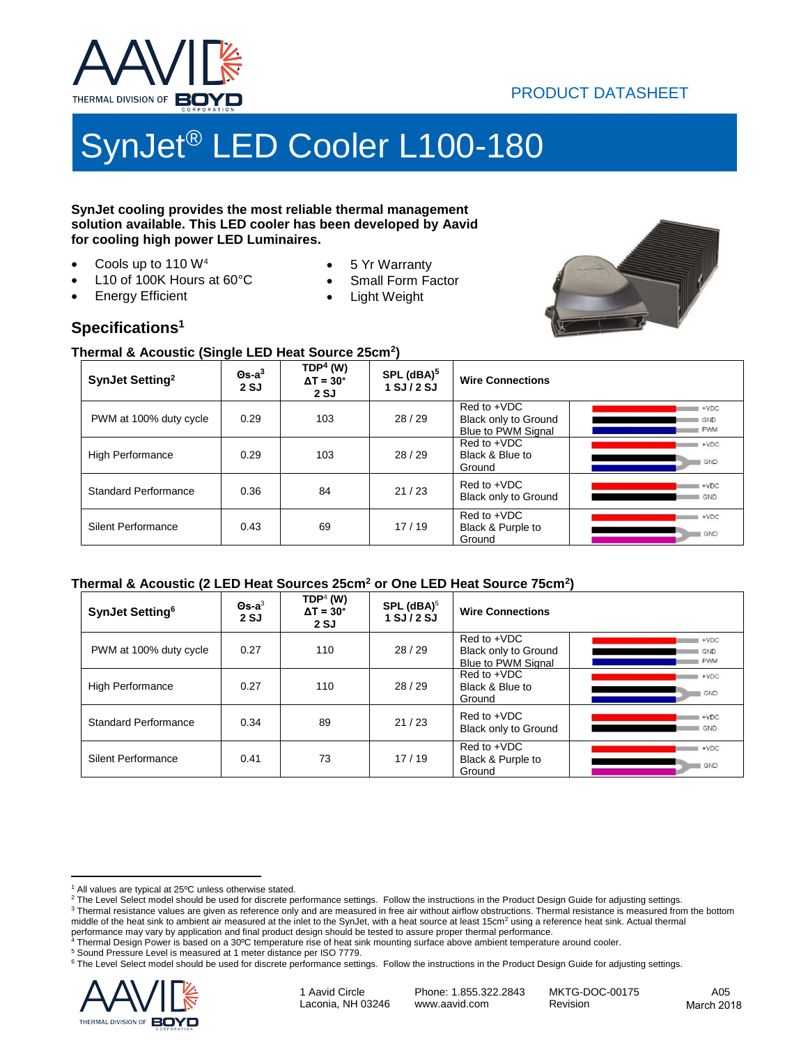PRODUCT DATASHEET

# SynJet® LED Cooler L100-180

**SynJet cooling provides the most reliable thermal management solution available. This LED cooler has been developed by Aavid for cooling high power LED Luminaires.**

- Cools up to 110 W[4]
- L10 of 100K Hours at 60°C
- Energy Efficient
- 5 Yr Warranty
- Small Form Factor
- Light Weight

## Specifications[1]

### Thermal & Acoustic (Single LED Heat Source 25cm²)

| SynJet Setting[2] | Θs-a[3] 2 SJ | TDP[4] (W) ΔT = 30° 2 SJ | SPL (dBA)[5] 1 SJ / 2 SJ | Wire Connections | |
|---|---|---|---|---|---|
| PWM at 100% duty cycle | 0.29 | 103 | 28 / 29 | Red to +VDC Black only to Ground Blue to PWM Signal | +VDC GND PWM |
| High Performance | 0.29 | 103 | 28 / 29 | Red to +VDC Black & Blue to Ground | +VDC GND |
| Standard Performance | 0.36 | 84 | 21 / 23 | Red to +VDC Black only to Ground | +VDC GND |
| Silent Performance | 0.43 | 69 | 17 / 19 | Red to +VDC Black & Purple to Ground | +VDC GND |

### Thermal & Acoustic (2 LED Heat Sources 25cm² or One LED Heat Source 75cm²)

| SynJet Setting[6] | Θs-a[3] 2 SJ | TDP[4] (W) ΔT = 30° 2 SJ | SPL (dBA)[5] 1 SJ / 2 SJ | Wire Connections | |
|---|---|---|---|---|---|
| PWM at 100% duty cycle | 0.27 | 110 | 28 / 29 | Red to +VDC Black only to Ground Blue to PWM Signal | +VDC GND PWM |
| High Performance | 0.27 | 110 | 28 / 29 | Red to +VDC Black & Blue to Ground | +VDC GND |
| Standard Performance | 0.34 | 89 | 21 / 23 | Red to +VDC Black only to Ground | +VDC GND |
| Silent Performance | 0.41 | 73 | 17 / 19 | Red to +VDC Black & Purple to Ground | +VDC GND |

[1] All values are typical at 25ºC unless otherwise stated.
[2] The Level Select model should be used for discrete performance settings. Follow the instructions in the Product Design Guide for adjusting settings.
[3] Thermal resistance values are given as reference only and are measured in free air without airflow obstructions. Thermal resistance is measured from the bottom middle of the heat sink to ambient air measured at the inlet to the SynJet, with a heat source at least 15cm² using a reference heat sink. Actual thermal performance may vary by application and final product design should be tested to assure proper thermal performance.
[4] Thermal Design Power is based on a 30ºC temperature rise of heat sink mounting surface above ambient temperature around cooler.
[5] Sound Pressure Level is measured at 1 meter distance per ISO 7779.
[6] The Level Select model should be used for discrete performance settings. Follow the instructions in the Product Design Guide for adjusting settings.

1 Aavid Circle
Laconia, NH 03246

Phone: 1.855.322.2843
www.aavid.com

MKTG-DOC-00175
Revision

A05
March 2018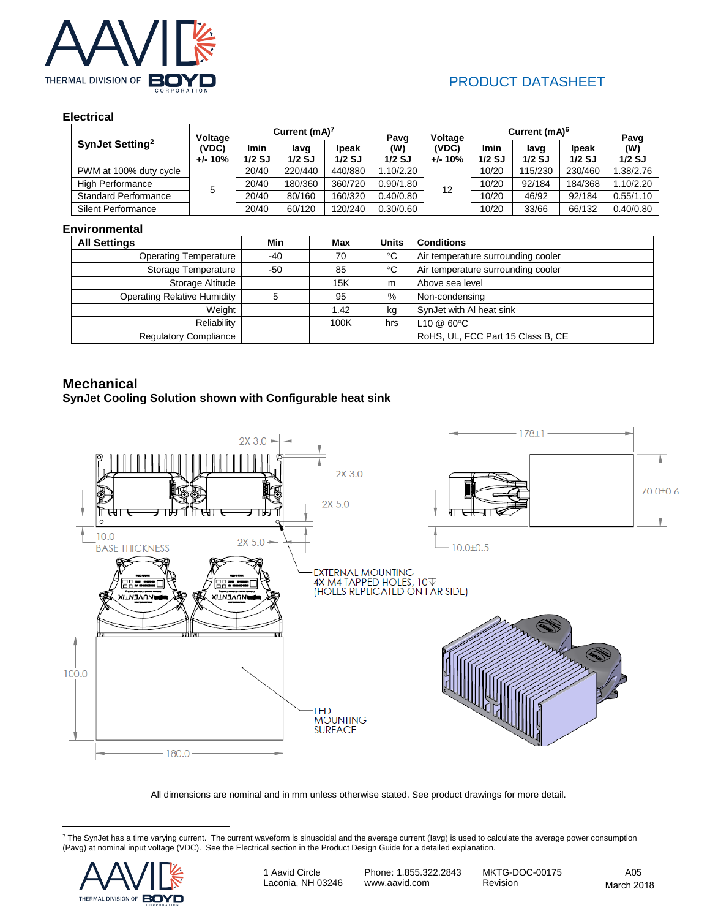## Electrical

| SynJet Setting[2] | Voltage (VDC) +/- 10% | Current (mA)[7] | | | Pavg (W) 1/2 SJ | Voltage (VDC) +/- 10% | Current (mA)[6] | | | Pavg (W) 1/2 SJ |
|---|---|---|---|---|---|---|---|---|---|---|
| | | Imin 1/2 SJ | Iavg 1/2 SJ | Ipeak 1/2 SJ | | | Imin 1/2 SJ | Iavg 1/2 SJ | Ipeak 1/2 SJ | |
| PWM at 100% duty cycle | 5 | 20/40 | 220/440 | 440/880 | 1.10/2.20 | 12 | 10/20 | 115/230 | 230/460 | 1.38/2.76 |
| High Performance | | 20/40 | 180/360 | 360/720 | 0.90/1.80 | | 10/20 | 92/184 | 184/368 | 1.10/2.20 |
| Standard Performance | | 20/40 | 80/160 | 160/320 | 0.40/0.80 | | 10/20 | 46/92 | 92/184 | 0.55/1.10 |
| Silent Performance | | 20/40 | 60/120 | 120/240 | 0.30/0.60 | | 10/20 | 33/66 | 66/132 | 0.40/0.80 |

## Environmental

| All Settings | Min | Max | Units | Conditions |
|---|---|---|---|---|
| Operating Temperature | -40 | 70 | °C | Air temperature surrounding cooler |
| Storage Temperature | -50 | 85 | °C | Air temperature surrounding cooler |
| Storage Altitude | | 15K | m | Above sea level |
| Operating Relative Humidity | 5 | 95 | % | Non-condensing |
| Weight | | 1.42 | kg | SynJet with Al heat sink |
| Reliability | | 100K | hrs | L10 @ 60°C |
| Regulatory Compliance | | | | RoHS, UL, FCC Part 15 Class B, CE |

## Mechanical

**SynJet Cooling Solution shown with Configurable heat sink**

2X 3.0
2X 3.0
2X 5.0
10.0 BASE THICKNESS
2X 5.0
178±1
70.0±0.6
10.0±0.5
EXTERNAL MOUNTING
4X M4 TAPPED HOLES, 10↧
(HOLES REPLICATED ON FAR SIDE)
100.0
LED MOUNTING SURFACE
180.0

All dimensions are nominal and in mm unless otherwise stated. See product drawings for more detail.

[7] The SynJet has a time varying current. The current waveform is sinusoidal and the average current (Iavg) is used to calculate the average power consumption (Pavg) at nominal input voltage (VDC). See the Electrical section in the Product Design Guide for a detailed explanation.

1 Aavid Circle
Laconia, NH 03246

Phone: 1.855.322.2843
www.aavid.com

MKTG-DOC-00175
Revision

A05
March 2018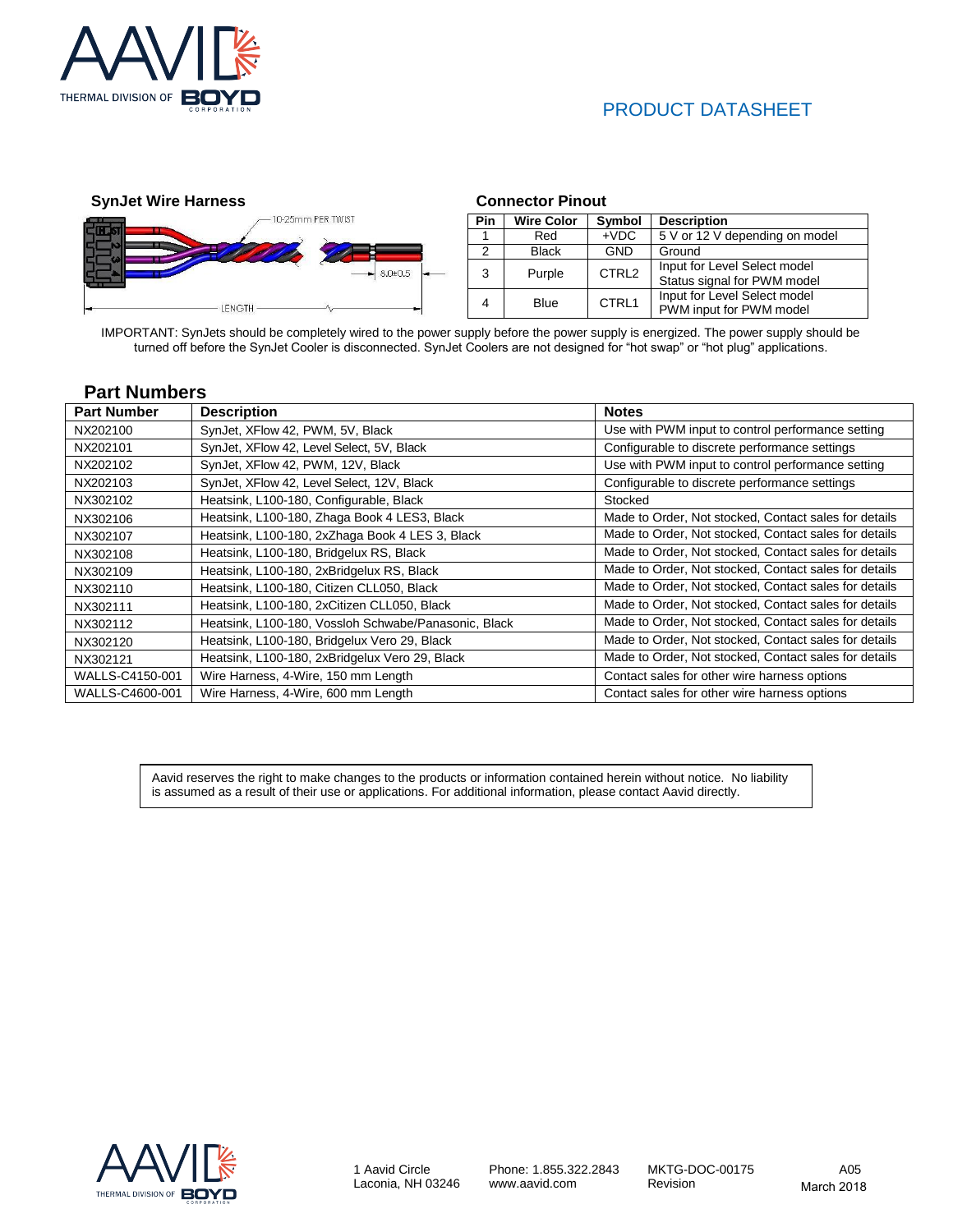PRODUCT DATASHEET

## SynJet Wire Harness

10-25mm PER TWIST

8.0±0.5

LENGTH

## Connector Pinout

| Pin | Wire Color | Symbol | Description |
|---|---|---|---|
| 1 | Red | +VDC | 5 V or 12 V depending on model |
| 2 | Black | GND | Ground |
| 3 | Purple | CTRL2 | Input for Level Select model<br>Status signal for PWM model |
| 4 | Blue | CTRL1 | Input for Level Select model<br>PWM input for PWM model |

IMPORTANT: SynJets should be completely wired to the power supply before the power supply is energized. The power supply should be turned off before the SynJet Cooler is disconnected. SynJet Coolers are not designed for "hot swap" or "hot plug" applications.

## Part Numbers

| Part Number | Description | Notes |
|---|---|---|
| NX202100 | SynJet, XFlow 42, PWM, 5V, Black | Use with PWM input to control performance setting |
| NX202101 | SynJet, XFlow 42, Level Select, 5V, Black | Configurable to discrete performance settings |
| NX202102 | SynJet, XFlow 42, PWM, 12V, Black | Use with PWM input to control performance setting |
| NX202103 | SynJet, XFlow 42, Level Select, 12V, Black | Configurable to discrete performance settings |
| NX302102 | Heatsink, L100-180, Configurable, Black | Stocked |
| NX302106 | Heatsink, L100-180, Zhaga Book 4 LES3, Black | Made to Order, Not stocked, Contact sales for details |
| NX302107 | Heatsink, L100-180, 2xZhaga Book 4 LES 3, Black | Made to Order, Not stocked, Contact sales for details |
| NX302108 | Heatsink, L100-180, Bridgelux RS, Black | Made to Order, Not stocked, Contact sales for details |
| NX302109 | Heatsink, L100-180, 2xBridgelux RS, Black | Made to Order, Not stocked, Contact sales for details |
| NX302110 | Heatsink, L100-180, Citizen CLL050, Black | Made to Order, Not stocked, Contact sales for details |
| NX302111 | Heatsink, L100-180, 2xCitizen CLL050, Black | Made to Order, Not stocked, Contact sales for details |
| NX302112 | Heatsink, L100-180, Vossloh Schwabe/Panasonic, Black | Made to Order, Not stocked, Contact sales for details |
| NX302120 | Heatsink, L100-180, Bridgelux Vero 29, Black | Made to Order, Not stocked, Contact sales for details |
| NX302121 | Heatsink, L100-180, 2xBridgelux Vero 29, Black | Made to Order, Not stocked, Contact sales for details |
| WALLS-C4150-001 | Wire Harness, 4-Wire, 150 mm Length | Contact sales for other wire harness options |
| WALLS-C4600-001 | Wire Harness, 4-Wire, 600 mm Length | Contact sales for other wire harness options |

Aavid reserves the right to make changes to the products or information contained herein without notice. No liability is assumed as a result of their use or applications. For additional information, please contact Aavid directly.

1 Aavid Circle
Laconia, NH 03246

Phone: 1.855.322.2843
www.aavid.com

MKTG-DOC-00175
Revision

A05
March 2018